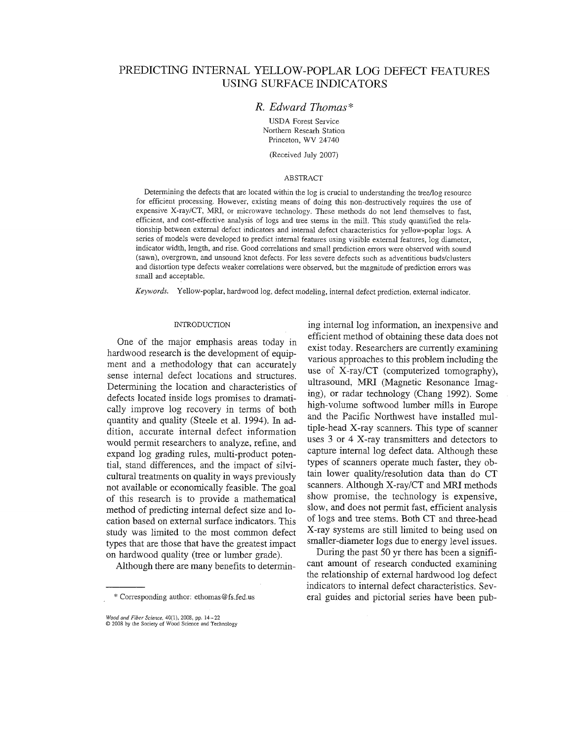# PREDICTING INTERNAL YELLOW-POPLAR LOG DEFECT FEATURES USING SURFACE INDICATORS

*R. Edward Thomas**

USDA Forest Service
Northern Reseath Station
Princeton, WV 24740

(Received July 2007)

## ABSTRACT

Determining the defects that are located within the log is crucial to understanding the tree/log resource for efficient processing. However, existing means of doing this non-destructively requires the use of expensive X-ray/CT, MRI, or microwave technology. These methods do not lend themselves to fast, efficient, and cost-effective analysis of logs and tree stems in the mill. This study quantified the relationship between external defect indicators and internal defect characteristics for yellow-poplar logs. A series of models were developed to predict internal features using visible external features, log diameter, indicator width, length, and rise. Good correlations and small prediction errors were observed with sound (sawn), overgrown, and unsound knot defects. For less severe defects such as adventitious buds/clusters and distortion type defects weaker correlations were observed, but the magnitude of prediction errors was small and acceptable.

*Keywords.* Yellow-poplar, hardwood log, defect modeling, internal defect prediction, external indicator.

## INTRODUCTION

One of the major emphasis areas today in hardwood research is the development of equipment and a methodology that can accurately sense internal defect locations and structures. Determining the location and characteristics of defects located inside logs promises to dramatically improve log recovery in terms of both quantity and quality (Steele et al. 1994). In addition, accurate internal defect information would permit researchers to analyze, refine, and expand log grading rules, multi-product potential, stand differences, and the impact of silvicultural treatments on quality in ways previously not available or economically feasible. The goal of this research is to provide a mathematical method of predicting internal defect size and location based on external surface indicators. This study was limited to the most common defect types that are those that have the greatest impact on hardwood quality (tree or lumber grade).

Although there are many benefits to determining internal log information, an inexpensive and efficient method of obtaining these data does not exist today. Researchers are currently examining various approaches to this problem including the use of X-ray/CT (computerized tomography), ultrasound, MRI (Magnetic Resonance Imaging), or radar technology (Chang 1992). Some high-volume softwood lumber mills in Europe and the Pacific Northwest have installed multiple-head X-ray scanners. This type of scanner uses 3 or 4 X-ray transmitters and detectors to capture internal log defect data. Although these types of scanners operate much faster, they obtain lower quality/resolution data than do CT scanners. Although X-ray/CT and MRI methods show promise, the technology is expensive, slow, and does not permit fast, efficient analysis of logs and tree stems. Both CT and three-head X-ray systems are still limited to being used on smaller-diameter logs due to energy level issues.

During the past 50 yr there has been a significant amount of research conducted examining the relationship of external hardwood log defect indicators to internal defect characteristics. Several guides and pictorial series have been pub-

\* Corresponding author: ethomas@fs.fed.us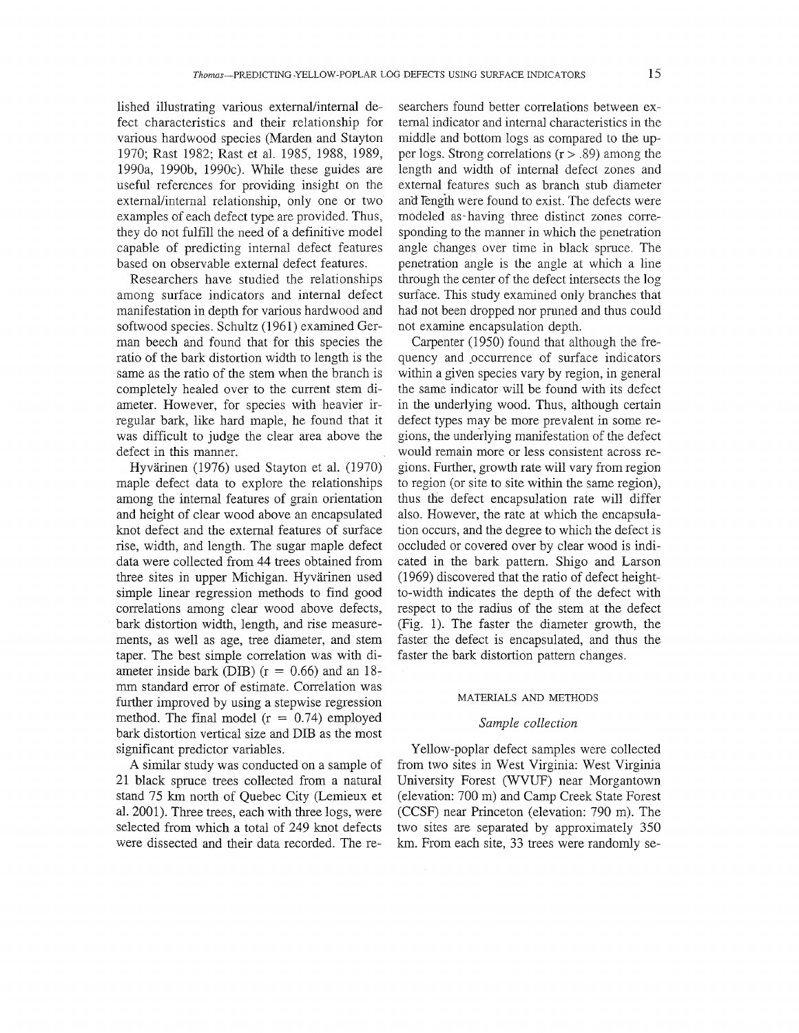lished illustrating various external/internal defect characteristics and their relationship for various hardwood species (Marden and Stayton 1970; Rast 1982; Rast et al. 1985, 1988, 1989, 1990a, 1990b, 1990c). While these guides are useful references for providing insight on the external/internal relationship, only one or two examples of each defect type are provided. Thus, they do not fulfill the need of a definitive model capable of predicting internal defect features based on observable external defect features.

Researchers have studied the relationships among surface indicators and internal defect manifestation in depth for various hardwood and softwood species. Schultz (1961) examined German beech and found that for this species the ratio of the bark distortion width to length is the same as the ratio of the stem when the branch is completely healed over to the current stem diameter. However, for species with heavier irregular bark, like hard maple, he found that it was difficult to judge the clear area above the defect in this manner.

Hyvärinen (1976) used Stayton et al. (1970) maple defect data to explore the relationships among the internal features of grain orientation and height of clear wood above an encapsulated knot defect and the external features of surface rise, width, and length. The sugar maple defect data were collected from 44 trees obtained from three sites in upper Michigan. Hyvärinen used simple linear regression methods to find good correlations among clear wood above defects, bark distortion width, length, and rise measurements, as well as age, tree diameter, and stem taper. The best simple correlation was with diameter inside bark (DIB) ($r = 0.66$) and an 18-mm standard error of estimate. Correlation was further improved by using a stepwise regression method. The final model ($r = 0.74$) employed bark distortion vertical size and DIB as the most significant predictor variables.

A similar study was conducted on a sample of 21 black spruce trees collected from a natural stand 75 km north of Quebec City (Lemieux et al. 2001). Three trees, each with three logs, were selected from which a total of 249 knot defects were dissected and their data recorded. The researchers found better correlations between external indicator and internal characteristics in the middle and bottom logs as compared to the upper logs. Strong correlations ($r > .89$) among the length and width of internal defect zones and external features such as branch stub diameter and length were found to exist. The defects were modeled as having three distinct zones corresponding to the manner in which the penetration angle changes over time in black spruce. The penetration angle is the angle at which a line through the center of the defect intersects the log surface. This study examined only branches that had not been dropped nor pruned and thus could not examine encapsulation depth.

Carpenter (1950) found that although the frequency and occurrence of surface indicators within a given species vary by region, in general the same indicator will be found with its defect in the underlying wood. Thus, although certain defect types may be more prevalent in some regions, the underlying manifestation of the defect would remain more or less consistent across regions. Further, growth rate will vary from region to region (or site to site within the same region), thus the defect encapsulation rate will differ also. However, the rate at which the encapsulation occurs, and the degree to which the defect is occluded or covered over by clear wood is indicated in the bark pattern. Shigo and Larson (1969) discovered that the ratio of defect height-to-width indicates the depth of the defect with respect to the radius of the stem at the defect (Fig. 1). The faster the diameter growth, the faster the defect is encapsulated, and thus the faster the bark distortion pattern changes.

## MATERIALS AND METHODS

### *Sample collection*

Yellow-poplar defect samples were collected from two sites in West Virginia: West Virginia University Forest (WVUF) near Morgantown (elevation: 700 m) and Camp Creek State Forest (CCSF) near Princeton (elevation: 790 m). The two sites are separated by approximately 350 km. From each site, 33 trees were randomly se-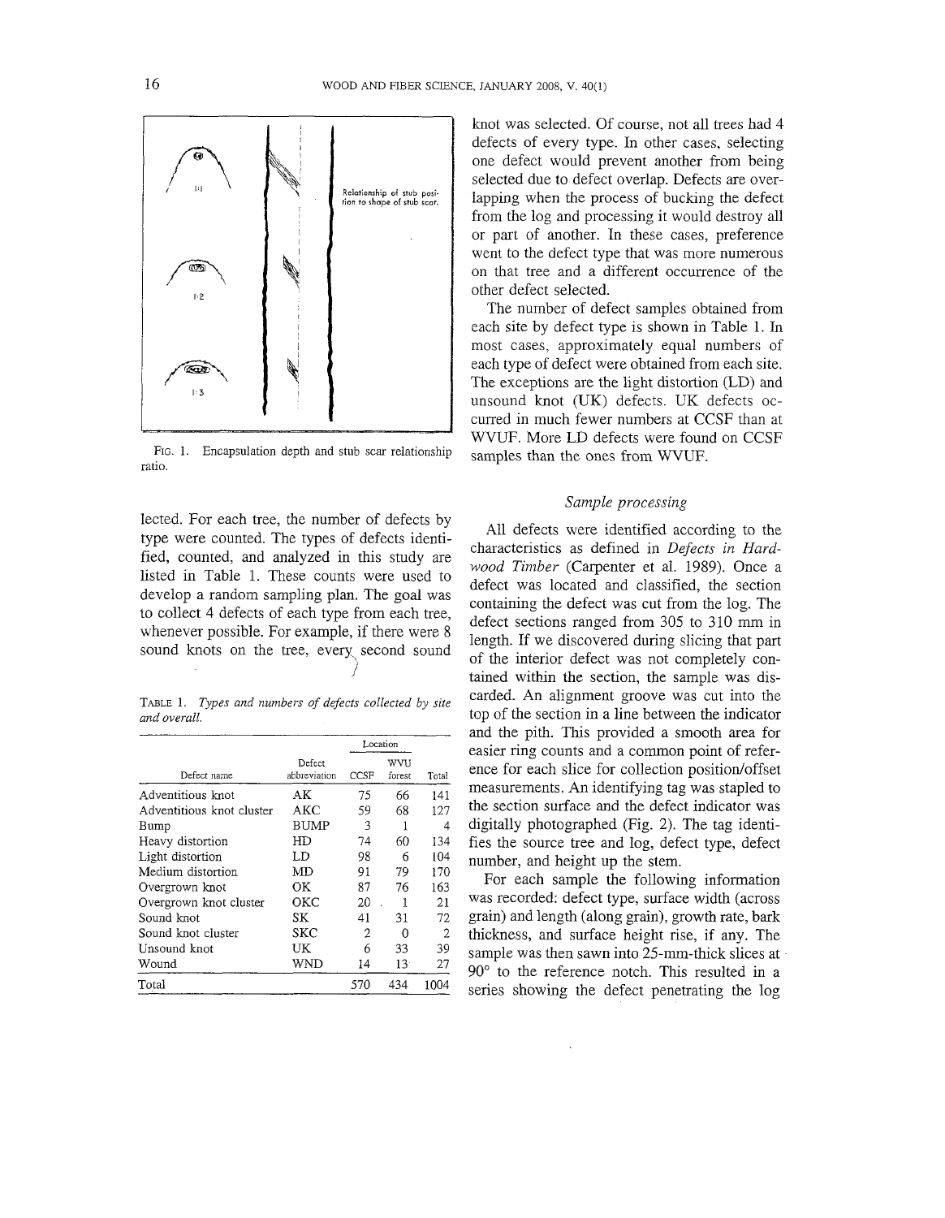Fig. 1. Encapsulation depth and stub scar relationship ratio.

lected. For each tree, the number of defects by type were counted. The types of defects identified, counted, and analyzed in this study are listed in Table 1. These counts were used to develop a random sampling plan. The goal was to collect 4 defects of each type from each tree, whenever possible. For example, if there were 8 sound knots on the tree, every second sound knot was selected. Of course, not all trees had 4 defects of every type. In other cases, selecting one defect would prevent another from being selected due to defect overlap. Defects are overlapping when the process of bucking the defect from the log and processing it would destroy all or part of another. In these cases, preference went to the defect type that was more numerous on that tree and a different occurrence of the other defect selected.

Table 1. *Types and numbers of defects collected by site and overall.*

| Defect name | Defect abbreviation | Location | | Total |
|---|---|---|---|---|
| | | CCSF | WVU forest | |
| Adventitious knot | AK | 75 | 66 | 141 |
| Adventitious knot cluster | AKC | 59 | 68 | 127 |
| Bump | BUMP | 3 | 1 | 4 |
| Heavy distortion | HD | 74 | 60 | 134 |
| Light distortion | LD | 98 | 6 | 104 |
| Medium distortion | MD | 91 | 79 | 170 |
| Overgrown knot | OK | 87 | 76 | 163 |
| Overgrown knot cluster | OKC | 20 | 1 | 21 |
| Sound knot | SK | 41 | 31 | 72 |
| Sound knot cluster | SKC | 2 | 0 | 2 |
| Unsound knot | UK | 6 | 33 | 39 |
| Wound | WND | 14 | 13 | 27 |
| Total | | 570 | 434 | 1004 |

The number of defect samples obtained from each site by defect type is shown in Table 1. In most cases, approximately equal numbers of each type of defect were obtained from each site. The exceptions are the light distortion (LD) and unsound knot (UK) defects. UK defects occurred in much fewer numbers at CCSF than at WVUF. More LD defects were found on CCSF samples than the ones from WVUF.

### *Sample processing*

All defects were identified according to the characteristics as defined in *Defects in Hardwood Timber* (Carpenter et al. 1989). Once a defect was located and classified, the section containing the defect was cut from the log. The defect sections ranged from 305 to 310 mm in length. If we discovered during slicing that part of the interior defect was not completely contained within the section, the sample was discarded. An alignment groove was cut into the top of the section in a line between the indicator and the pith. This provided a smooth area for easier ring counts and a common point of reference for each slice for collection position/offset measurements. An identifying tag was stapled to the section surface and the defect indicator was digitally photographed (Fig. 2). The tag identifies the source tree and log, defect type, defect number, and height up the stem.

For each sample the following information was recorded: defect type, surface width (across grain) and length (along grain), growth rate, bark thickness, and surface height rise, if any. The sample was then sawn into 25-mm-thick slices at 90° to the reference notch. This resulted in a series showing the defect penetrating the log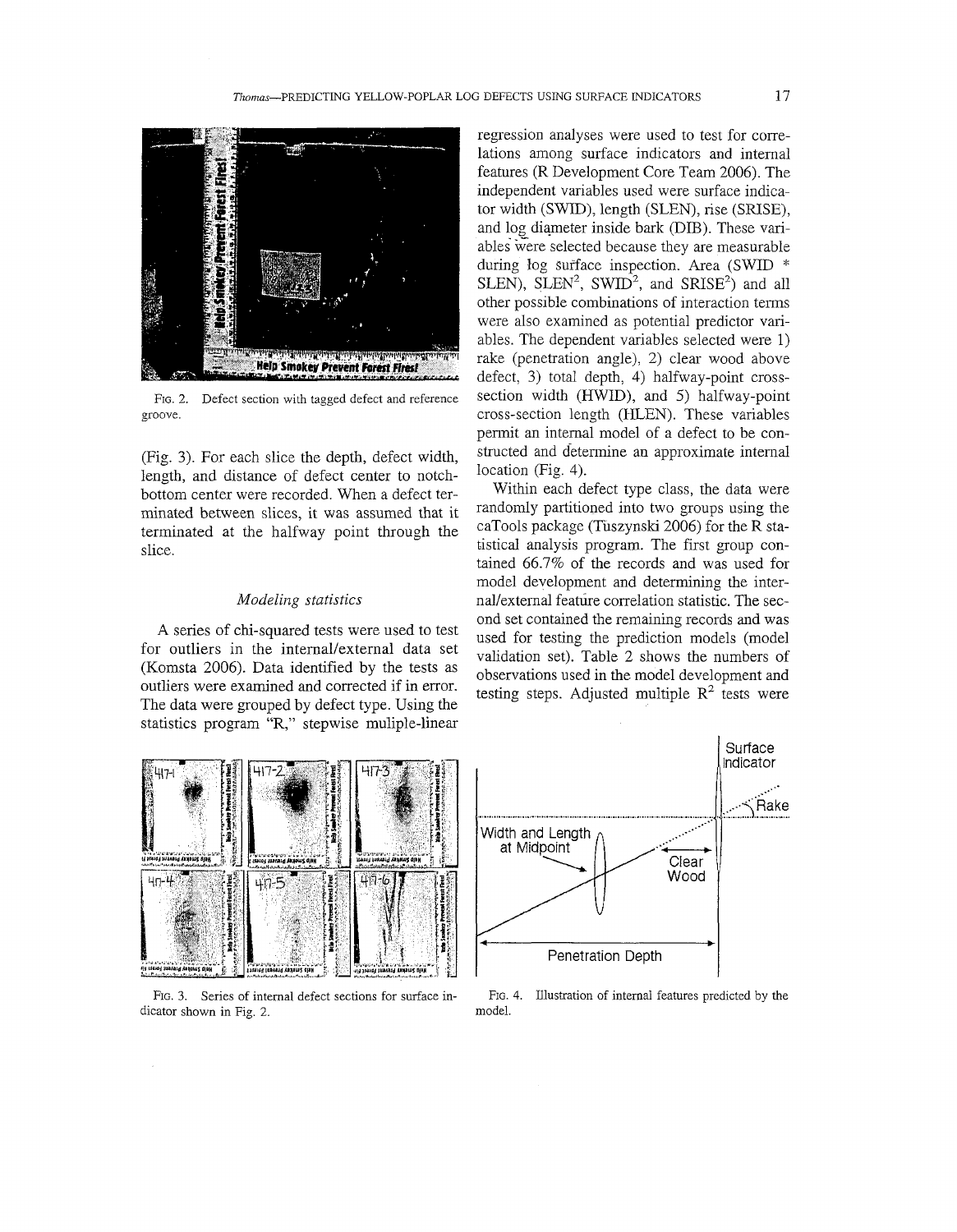FIG. 2. Defect section with tagged defect and reference groove.

(Fig. 3). For each slice the depth, defect width, length, and distance of defect center to notch-bottom center were recorded. When a defect terminated between slices, it was assumed that it terminated at the halfway point through the slice.

### *Modeling statistics*

A series of chi-squared tests were used to test for outliers in the internal/external data set (Komsta 2006). Data identified by the tests as outliers were examined and corrected if in error. The data were grouped by defect type. Using the statistics program "R," stepwise muliple-linear regression analyses were used to test for correlations among surface indicators and internal features (R Development Core Team 2006). The independent variables used were surface indicator width (SWID), length (SLEN), rise (SRISE), and log diameter inside bark (DIB). These variables were selected because they are measurable during log surface inspection. Area (SWID * SLEN), $SLEN^2$, $SWID^2$, and $SRISE^2$) and all other possible combinations of interaction terms were also examined as potential predictor variables. The dependent variables selected were 1) rake (penetration angle), 2) clear wood above defect, 3) total depth, 4) halfway-point cross-section width (HWID), and 5) halfway-point cross-section length (HLEN). These variables permit an internal model of a defect to be constructed and determine an approximate internal location (Fig. 4).

Within each defect type class, the data were randomly partitioned into two groups using the caTools package (Tuszynski 2006) for the R statistical analysis program. The first group contained 66.7% of the records and was used for model development and determining the internal/external feature correlation statistic. The second set contained the remaining records and was used for testing the prediction models (model validation set). Table 2 shows the numbers of observations used in the model development and testing steps. Adjusted multiple $R^2$ tests were

FIG. 3. Series of internal defect sections for surface indicator shown in Fig. 2.

FIG. 4. Illustration of internal features predicted by the model.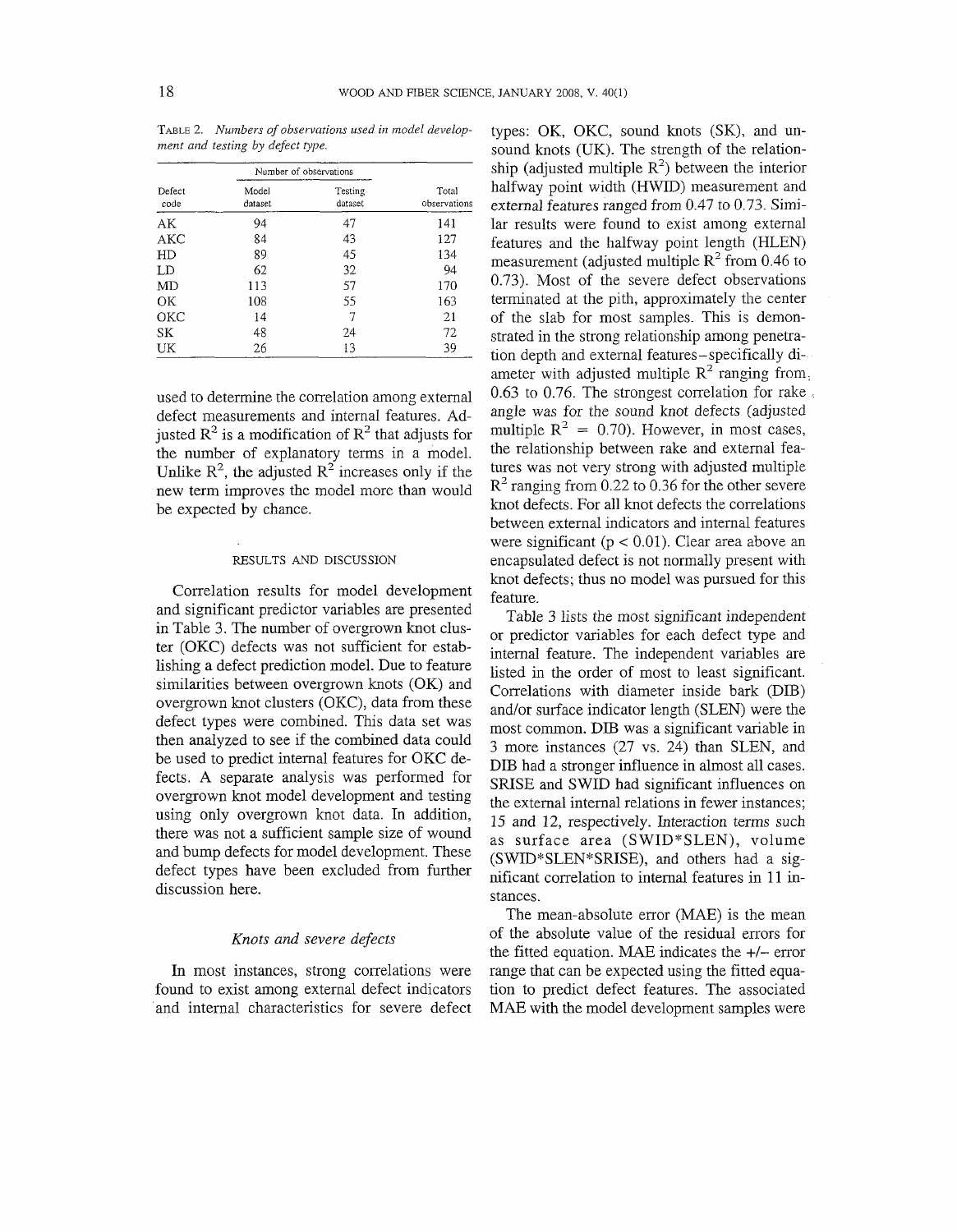TABLE 2. *Numbers of observations used in model development and testing by defect type.*

| Defect code | Number of observations | | Total observations |
|---|---|---|---|
| | Model dataset | Testing dataset | |
| AK | 94 | 47 | 141 |
| AKC | 84 | 43 | 127 |
| HD | 89 | 45 | 134 |
| LD | 62 | 32 | 94 |
| MD | 113 | 57 | 170 |
| OK | 108 | 55 | 163 |
| OKC | 14 | 7 | 21 |
| SK | 48 | 24 | 72 |
| UK | 26 | 13 | 39 |

used to determine the correlation among external defect measurements and internal features. Adjusted $R^2$ is a modification of $R^2$ that adjusts for the number of explanatory terms in a model. Unlike $R^2$, the adjusted $R^2$ increases only if the new term improves the model more than would be expected by chance.

## RESULTS AND DISCUSSION

Correlation results for model development and significant predictor variables are presented in Table 3. The number of overgrown knot cluster (OKC) defects was not sufficient for establishing a defect prediction model. Due to feature similarities between overgrown knots (OK) and overgrown knot clusters (OKC), data from these defect types were combined. This data set was then analyzed to see if the combined data could be used to predict internal features for OKC defects. A separate analysis was performed for overgrown knot model development and testing using only overgrown knot data. In addition, there was not a sufficient sample size of wound and bump defects for model development. These defect types have been excluded from further discussion here.

### *Knots and severe defects*

In most instances, strong correlations were found to exist among external defect indicators and internal characteristics for severe defect types: OK, OKC, sound knots (SK), and unsound knots (UK). The strength of the relationship (adjusted multiple $R^2$) between the interior halfway point width (HWID) measurement and external features ranged from 0.47 to 0.73. Similar results were found to exist among external features and the halfway point length (HLEN) measurement (adjusted multiple $R^2$ from 0.46 to 0.73). Most of the severe defect observations terminated at the pith, approximately the center of the slab for most samples. This is demonstrated in the strong relationship among penetration depth and external features–specifically diameter with adjusted multiple $R^2$ ranging from 0.63 to 0.76. The strongest correlation for rake angle was for the sound knot defects (adjusted multiple $R^2$ = 0.70). However, in most cases, the relationship between rake and external features was not very strong with adjusted multiple $R^2$ ranging from 0.22 to 0.36 for the other severe knot defects. For all knot defects the correlations between external indicators and internal features were significant ($p < 0.01$). Clear area above an encapsulated defect is not normally present with knot defects; thus no model was pursued for this feature.

Table 3 lists the most significant independent or predictor variables for each defect type and internal feature. The independent variables are listed in the order of most to least significant. Correlations with diameter inside bark (DIB) and/or surface indicator length (SLEN) were the most common. DIB was a significant variable in 3 more instances (27 vs. 24) than SLEN, and DIB had a stronger influence in almost all cases. SRISE and SWID had significant influences on the external internal relations in fewer instances; 15 and 12, respectively. Interaction terms such as surface area (SWID*SLEN), volume (SWID*SLEN*SRISE), and others had a significant correlation to internal features in 11 instances.

The mean-absolute error (MAE) is the mean of the absolute value of the residual errors for the fitted equation. MAE indicates the +/− error range that can be expected using the fitted equation to predict defect features. The associated MAE with the model development samples were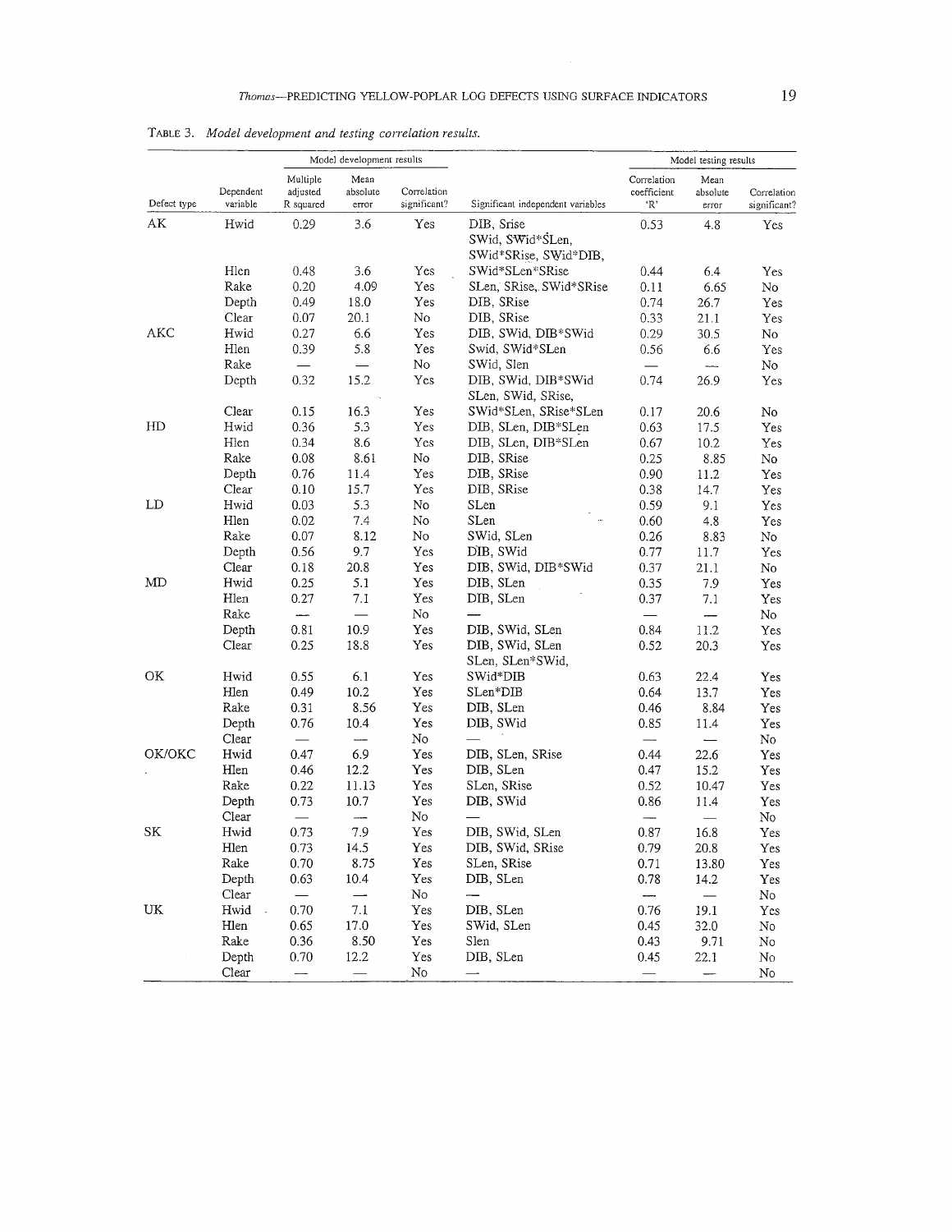TABLE 3. *Model development and testing correlation results.*

| | | Model development results | | | | Model testing results | | |
|---|---|---|---|---|---|---|---|---|
| Defect type | Dependent variable | Multiple adjusted R squared | Mean absolute error | Correlation significant? | Significant independent variables | Correlation coefficient 'R' | Mean absolute error | Correlation significant? |
| AK | Hwid | 0.29 | 3.6 | Yes | DIB, Srise | 0.53 | 4.8 | Yes |
| | Hlen | 0.48 | 3.6 | Yes | SWid, SWid*SLen, SWid*SRise, SWid*DIB, SWid*SLen*SRise | 0.44 | 6.4 | Yes |
| | Rake | 0.20 | 4.09 | Yes | SLen, SRise, SWid*SRise | 0.11 | 6.65 | No |
| | Depth | 0.49 | 18.0 | Yes | DIB, SRise | 0.74 | 26.7 | Yes |
| | Clear | 0.07 | 20.1 | No | DIB, SRise | 0.33 | 21.1 | Yes |
| AKC | Hwid | 0.27 | 6.6 | Yes | DIB, SWid, DIB*SWid | 0.29 | 30.5 | No |
| | Hlen | 0.39 | 5.8 | Yes | Swid, SWid*SLen | 0.56 | 6.6 | Yes |
| | Rake | — | — | No | SWid, Slen | — | — | No |
| | Depth | 0.32 | 15.2 | Yes | DIB, SWid, DIB*SWid | 0.74 | 26.9 | Yes |
| | Clear | 0.15 | 16.3 | Yes | SLen, SWid, SRise, SWid*SLen, SRise*SLen | 0.17 | 20.6 | No |
| HD | Hwid | 0.36 | 5.3 | Yes | DIB, SLen, DIB*SLen | 0.63 | 17.5 | Yes |
| | Hlen | 0.34 | 8.6 | Yes | DIB, SLen, DIB*SLen | 0.67 | 10.2 | Yes |
| | Rake | 0.08 | 8.61 | No | DIB, SRise | 0.25 | 8.85 | No |
| | Depth | 0.76 | 11.4 | Yes | DIB, SRise | 0.90 | 11.2 | Yes |
| | Clear | 0.10 | 15.7 | Yes | DIB, SRise | 0.38 | 14.7 | Yes |
| LD | Hwid | 0.03 | 5.3 | No | SLen | 0.59 | 9.1 | Yes |
| | Hlen | 0.02 | 7.4 | No | SLen | 0.60 | 4.8 | Yes |
| | Rake | 0.07 | 8.12 | No | SWid, SLen | 0.26 | 8.83 | No |
| | Depth | 0.56 | 9.7 | Yes | DIB, SWid | 0.77 | 11.7 | Yes |
| | Clear | 0.18 | 20.8 | Yes | DIB, SWid, DIB*SWid | 0.37 | 21.1 | No |
| MD | Hwid | 0.25 | 5.1 | Yes | DIB, SLen | 0.35 | 7.9 | Yes |
| | Hlen | 0.27 | 7.1 | Yes | DIB, SLen | 0.37 | 7.1 | Yes |
| | Rake | — | — | No | — | — | — | No |
| | Depth | 0.81 | 10.9 | Yes | DIB, SWid, SLen | 0.84 | 11.2 | Yes |
| | Clear | 0.25 | 18.8 | Yes | DIB, SWid, SLen | 0.52 | 20.3 | Yes |
| OK | Hwid | 0.55 | 6.1 | Yes | SLen, SLen*SWid, SWid*DIB | 0.63 | 22.4 | Yes |
| | Hlen | 0.49 | 10.2 | Yes | SLen*DIB | 0.64 | 13.7 | Yes |
| | Rake | 0.31 | 8.56 | Yes | DIB, SLen | 0.46 | 8.84 | Yes |
| | Depth | 0.76 | 10.4 | Yes | DIB, SWid | 0.85 | 11.4 | Yes |
| | Clear | — | — | No | — | — | — | No |
| OK/OKC | Hwid | 0.47 | 6.9 | Yes | DIB, SLen, SRise | 0.44 | 22.6 | Yes |
| | Hlen | 0.46 | 12.2 | Yes | DIB, SLen | 0.47 | 15.2 | Yes |
| | Rake | 0.22 | 11.13 | Yes | SLen, SRise | 0.52 | 10.47 | Yes |
| | Depth | 0.73 | 10.7 | Yes | DIB, SWid | 0.86 | 11.4 | Yes |
| | Clear | — | — | No | — | — | — | No |
| SK | Hwid | 0.73 | 7.9 | Yes | DIB, SWid, SLen | 0.87 | 16.8 | Yes |
| | Hlen | 0.73 | 14.5 | Yes | DIB, SWid, SRise | 0.79 | 20.8 | Yes |
| | Rake | 0.70 | 8.75 | Yes | SLen, SRise | 0.71 | 13.80 | Yes |
| | Depth | 0.63 | 10.4 | Yes | DIB, SLen | 0.78 | 14.2 | Yes |
| | Clear | — | — | No | — | — | — | No |
| UK | Hwid | 0.70 | 7.1 | Yes | DIB, SLen | 0.76 | 19.1 | Yes |
| | Hlen | 0.65 | 17.0 | Yes | SWid, SLen | 0.45 | 32.0 | No |
| | Rake | 0.36 | 8.50 | Yes | Slen | 0.43 | 9.71 | No |
| | Depth | 0.70 | 12.2 | Yes | DIB, SLen | 0.45 | 22.1 | No |
| | Clear | — | — | No | — | — | — | No |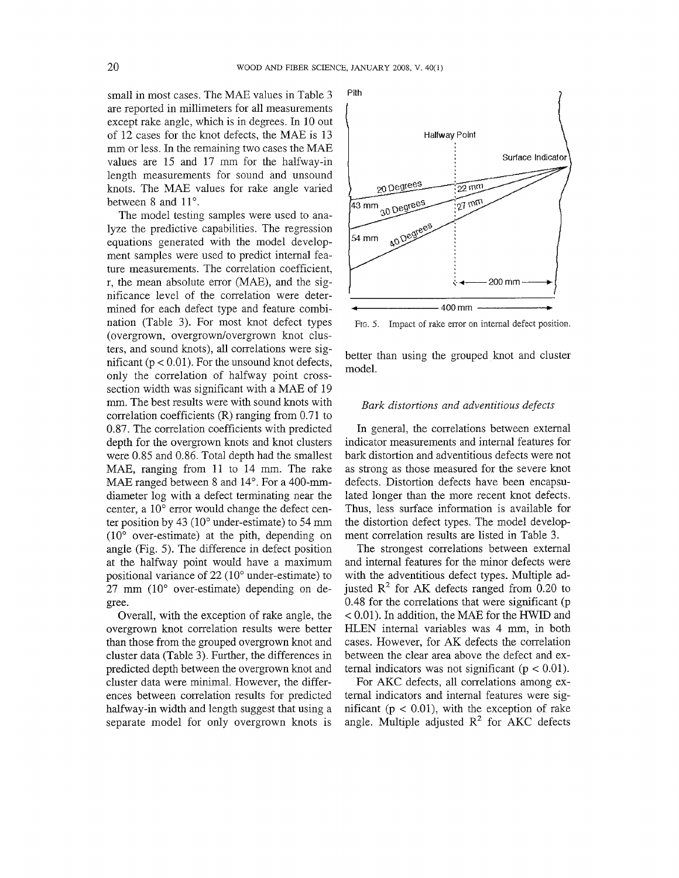small in most cases. The MAE values in Table 3 are reported in millimeters for all measurements except rake angle, which is in degrees. In 10 out of 12 cases for the knot defects, the MAE is 13 mm or less. In the remaining two cases the MAE values are 15 and 17 mm for the halfway-in length measurements for sound and unsound knots. The MAE values for rake angle varied between 8 and 11°.

The model testing samples were used to analyze the predictive capabilities. The regression equations generated with the model development samples were used to predict internal feature measurements. The correlation coefficient, r, the mean absolute error (MAE), and the significance level of the correlation were determined for each defect type and feature combination (Table 3). For most knot defect types (overgrown, overgrown/overgrown knot clusters, and sound knots), all correlations were significant ($p < 0.01$). For the unsound knot defects, only the correlation of halfway point cross-section width was significant with a MAE of 19 mm. The best results were with sound knots with correlation coefficients (R) ranging from 0.71 to 0.87. The correlation coefficients with predicted depth for the overgrown knots and knot clusters were 0.85 and 0.86. Total depth had the smallest MAE, ranging from 11 to 14 mm. The rake MAE ranged between 8 and 14°. For a 400-mm-diameter log with a defect terminating near the center, a 10° error would change the defect center position by 43 (10° under-estimate) to 54 mm (10° over-estimate) at the pith, depending on angle (Fig. 5). The difference in defect position at the halfway point would have a maximum positional variance of 22 (10° under-estimate) to 27 mm (10° over-estimate) depending on degree.

Overall, with the exception of rake angle, the overgrown knot correlation results were better than those from the grouped overgrown knot and cluster data (Table 3). Further, the differences in predicted depth between the overgrown knot and cluster data were minimal. However, the differences between correlation results for predicted halfway-in width and length suggest that using a separate model for only overgrown knots is better than using the grouped knot and cluster model.

Fig. 5. Impact of rake error on internal defect position.

### *Bark distortions and adventitious defects*

In general, the correlations between external indicator measurements and internal features for bark distortion and adventitious defects were not as strong as those measured for the severe knot defects. Distortion defects have been encapsulated longer than the more recent knot defects. Thus, less surface information is available for the distortion defect types. The model development correlation results are listed in Table 3.

The strongest correlations between external and internal features for the minor defects were with the adventitious defect types. Multiple adjusted $R^2$ for AK defects ranged from 0.20 to 0.48 for the correlations that were significant ($p < 0.01$). In addition, the MAE for the HWID and HLEN internal variables was 4 mm, in both cases. However, for AK defects the correlation between the clear area above the defect and external indicators was not significant ($p < 0.01$).

For AKC defects, all correlations among external indicators and internal features were significant ($p < 0.01$), with the exception of rake angle. Multiple adjusted $R^2$ for AKC defects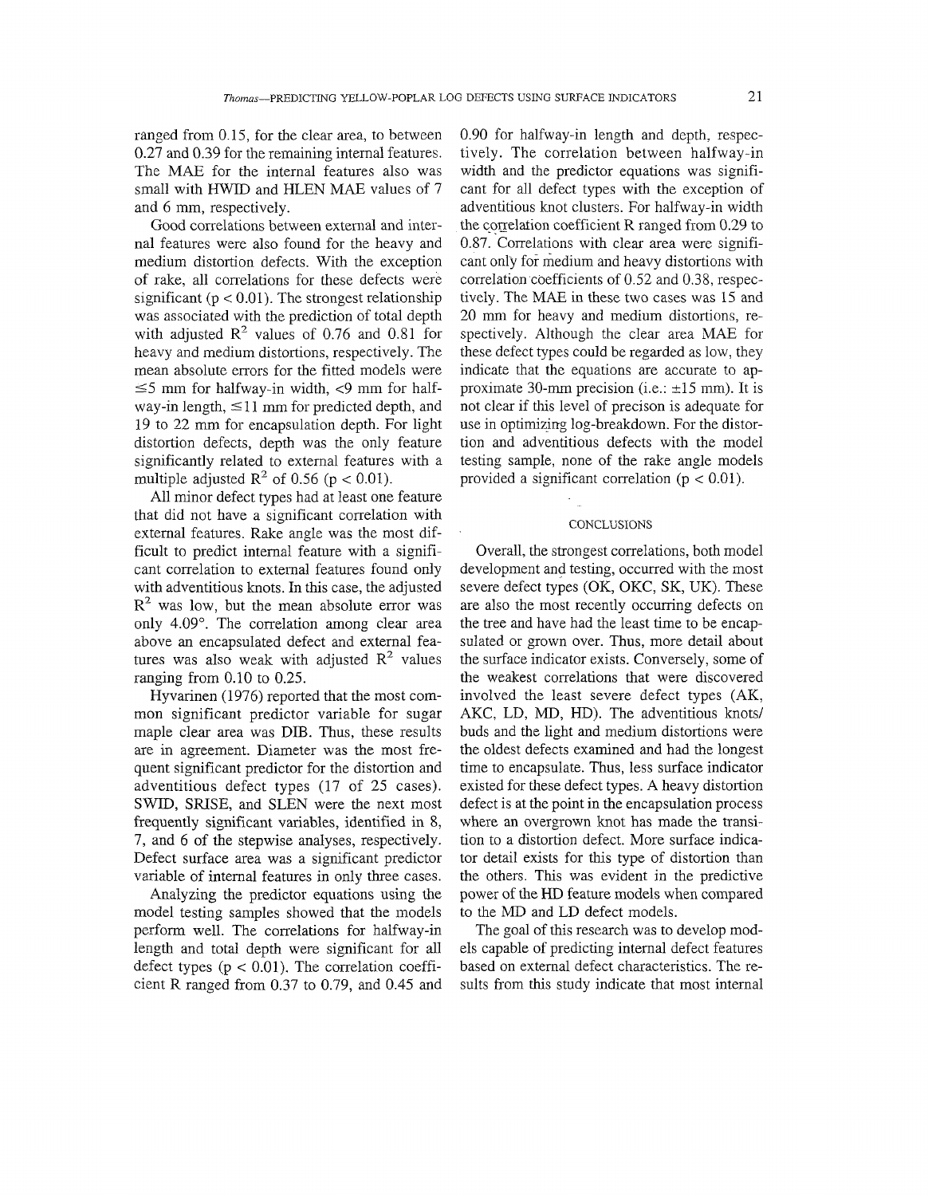ranged from 0.15, for the clear area, to between 0.27 and 0.39 for the remaining internal features. The MAE for the internal features also was small with HWID and HLEN MAE values of 7 and 6 mm, respectively.

Good correlations between external and internal features were also found for the heavy and medium distortion defects. With the exception of rake, all correlations for these defects were significant ($p < 0.01$). The strongest relationship was associated with the prediction of total depth with adjusted $R^2$ values of 0.76 and 0.81 for heavy and medium distortions, respectively. The mean absolute errors for the fitted models were $\leq 5$ mm for halfway-in width, $< 9$ mm for halfway-in length, $\leq 11$ mm for predicted depth, and 19 to 22 mm for encapsulation depth. For light distortion defects, depth was the only feature significantly related to external features with a multiple adjusted $R^2$ of 0.56 ($p < 0.01$).

All minor defect types had at least one feature that did not have a significant correlation with external features. Rake angle was the most difficult to predict internal feature with a significant correlation to external features found only with adventitious knots. In this case, the adjusted $R^2$ was low, but the mean absolute error was only 4.09°. The correlation among clear area above an encapsulated defect and external features was also weak with adjusted $R^2$ values ranging from 0.10 to 0.25.

Hyvarinen (1976) reported that the most common significant predictor variable for sugar maple clear area was DIB. Thus, these results are in agreement. Diameter was the most frequent significant predictor for the distortion and adventitious defect types (17 of 25 cases). SWID, SRISE, and SLEN were the next most frequently significant variables, identified in 8, 7, and 6 of the stepwise analyses, respectively. Defect surface area was a significant predictor variable of internal features in only three cases.

Analyzing the predictor equations using the model testing samples showed that the models perform well. The correlations for halfway-in length and total depth were significant for all defect types ($p < 0.01$). The correlation coefficient R ranged from 0.37 to 0.79, and 0.45 and 0.90 for halfway-in length and depth, respectively. The correlation between halfway-in width and the predictor equations was significant for all defect types with the exception of adventitious knot clusters. For halfway-in width the correlation coefficient R ranged from 0.29 to 0.87. Correlations with clear area were significant only for medium and heavy distortions with correlation coefficients of 0.52 and 0.38, respectively. The MAE in these two cases was 15 and 20 mm for heavy and medium distortions, respectively. Although the clear area MAE for these defect types could be regarded as low, they indicate that the equations are accurate to approximate 30-mm precision (i.e.: ±15 mm). It is not clear if this level of precison is adequate for use in optimizing log-breakdown. For the distortion and adventitious defects with the model testing sample, none of the rake angle models provided a significant correlation ($p < 0.01$).

## CONCLUSIONS

Overall, the strongest correlations, both model development and testing, occurred with the most severe defect types (OK, OKC, SK, UK). These are also the most recently occurring defects on the tree and have had the least time to be encapsulated or grown over. Thus, more detail about the surface indicator exists. Conversely, some of the weakest correlations that were discovered involved the least severe defect types (AK, AKC, LD, MD, HD). The adventitious knots/buds and the light and medium distortions were the oldest defects examined and had the longest time to encapsulate. Thus, less surface indicator existed for these defect types. A heavy distortion defect is at the point in the encapsulation process where an overgrown knot has made the transition to a distortion defect. More surface indicator detail exists for this type of distortion than the others. This was evident in the predictive power of the HD feature models when compared to the MD and LD defect models.

The goal of this research was to develop models capable of predicting internal defect features based on external defect characteristics. The results from this study indicate that most internal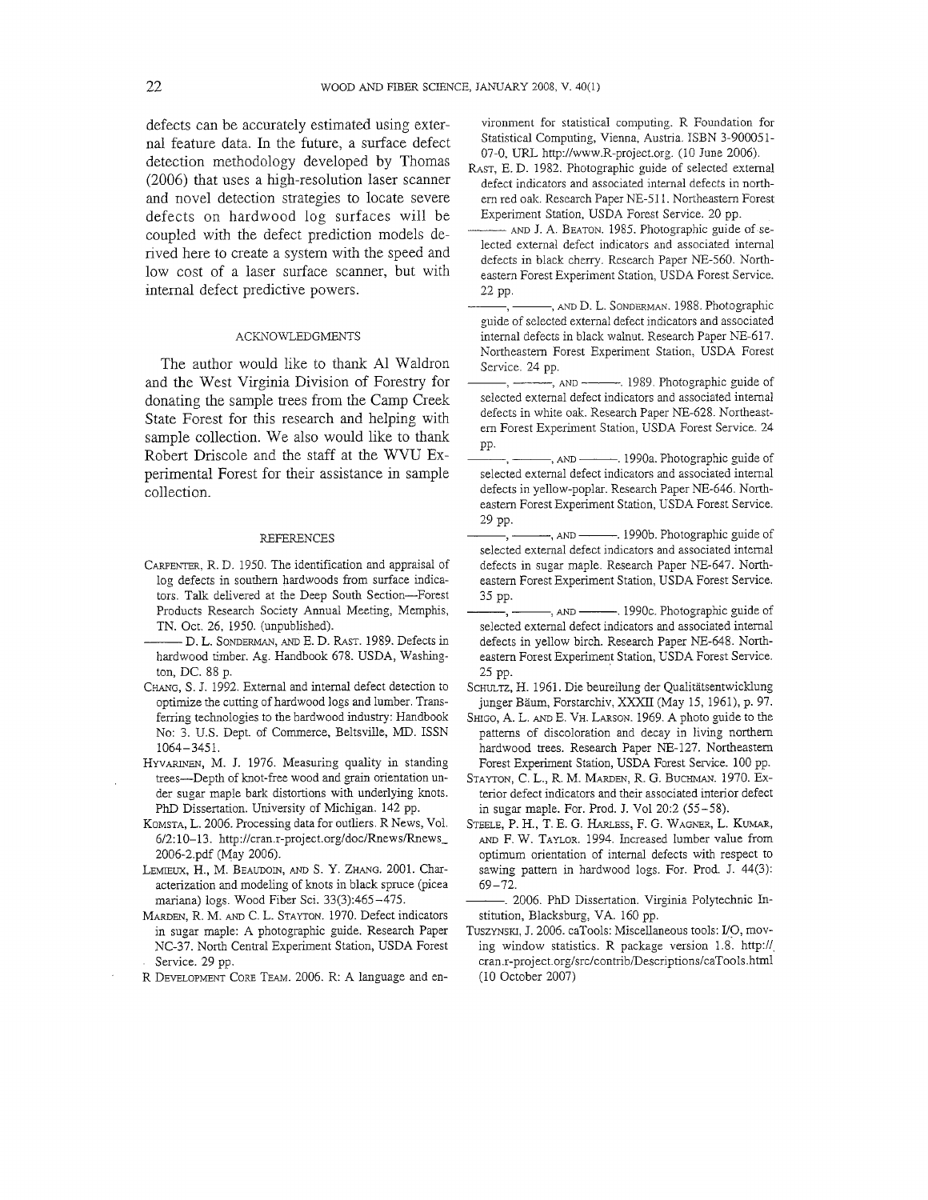defects can be accurately estimated using external feature data. In the future, a surface defect detection methodology developed by Thomas (2006) that uses a high-resolution laser scanner and novel detection strategies to locate severe defects on hardwood log surfaces will be coupled with the defect prediction models derived here to create a system with the speed and low cost of a laser surface scanner, but with internal defect predictive powers.

## ACKNOWLEDGMENTS

The author would like to thank Al Waldron and the West Virginia Division of Forestry for donating the sample trees from the Camp Creek State Forest for this research and helping with sample collection. We also would like to thank Robert Driscole and the staff at the WVU Experimental Forest for their assistance in sample collection.

## REFERENCES

Carpenter, R. D. 1950. The identification and appraisal of log defects in southern hardwoods from surface indicators. Talk delivered at the Deep South Section—Forest Products Research Society Annual Meeting, Memphis, TN. Oct. 26, 1950. (unpublished).

——— D. L. Sonderman, and E. D. Rast. 1989. Defects in hardwood timber. Ag. Handbook 678. USDA, Washington, DC. 88 p.

Chang, S. J. 1992. External and internal defect detection to optimize the cutting of hardwood logs and lumber. Transferring technologies to the hardwood industry: Handbook No: 3. U.S. Dept. of Commerce, Beltsville, MD. ISSN 1064–3451.

Hyvarinen, M. J. 1976. Measuring quality in standing trees—Depth of knot-free wood and grain orientation under sugar maple bark distortions with underlying knots. PhD Dissertation. University of Michigan. 142 pp.

Komsta, L. 2006. Processing data for outliers. R News, Vol. 6/2:10–13. http://cran.r-project.org/doc/Rnews/Rnews_2006-2.pdf (May 2006).

Lemieux, H., M. Beaudoin, and S. Y. Zhang. 2001. Characterization and modeling of knots in black spruce (picea mariana) logs. Wood Fiber Sci. 33(3):465–475.

Marden, R. M. and C. L. Stayton. 1970. Defect indicators in sugar maple: A photographic guide. Research Paper NC-37. North Central Experiment Station, USDA Forest Service. 29 pp.

R Development Core Team. 2006. R: A language and environment for statistical computing. R Foundation for Statistical Computing, Vienna, Austria. ISBN 3-900051-07-0, URL http://www.R-project.org. (10 June 2006).

Rast, E. D. 1982. Photographic guide of selected external defect indicators and associated internal defects in northern red oak. Research Paper NE-511. Northeastern Forest Experiment Station, USDA Forest Service. 20 pp.

——— and J. A. Beaton. 1985. Photographic guide of selected external defect indicators and associated internal defects in black cherry. Research Paper NE-560. Northeastern Forest Experiment Station, USDA Forest Service. 22 pp.

———, ———, and D. L. Sonderman. 1988. Photographic guide of selected external defect indicators and associated internal defects in black walnut. Research Paper NE-617. Northeastern Forest Experiment Station, USDA Forest Service. 24 pp.

———, ———, and ———. 1989. Photographic guide of selected external defect indicators and associated internal defects in white oak. Research Paper NE-628. Northeastern Forest Experiment Station, USDA Forest Service. 24 pp.

———, ———, and ———. 1990a. Photographic guide of selected external defect indicators and associated internal defects in yellow-poplar. Research Paper NE-646. Northeastern Forest Experiment Station, USDA Forest Service. 29 pp.

———, ———, and ———. 1990b. Photographic guide of selected external defect indicators and associated internal defects in sugar maple. Research Paper NE-647. Northeastern Forest Experiment Station, USDA Forest Service. 35 pp.

———, ———, and ———. 1990c. Photographic guide of selected external defect indicators and associated internal defects in yellow birch. Research Paper NE-648. Northeastern Forest Experiment Station, USDA Forest Service. 25 pp.

Schultz, H. 1961. Die beureilung der Qualitätsentwicklung junger Bäum, Forstarchiv, XXXII (May 15, 1961), p. 97.

Shigo, A. L. and E. Vh. Larson. 1969. A photo guide to the patterns of discoloration and decay in living northern hardwood trees. Research Paper NE-127. Northeastern Forest Experiment Station, USDA Forest Service. 100 pp.

Stayton, C. L., R. M. Marden, R. G. Buchman. 1970. Exterior defect indicators and their associated interior defect in sugar maple. For. Prod. J. Vol 20:2 (55–58).

Steele, P. H., T. E. G. Harless, F. G. Wagner, L. Kumar, and F. W. Taylor. 1994. Increased lumber value from optimum orientation of internal defects with respect to sawing pattern in hardwood logs. For. Prod. J. 44(3): 69–72.

———. 2006. PhD Dissertation. Virginia Polytechnic Institution, Blacksburg, VA. 160 pp.

Tuszynski, J. 2006. caTools: Miscellaneous tools: I/O, moving window statistics. R package version 1.8. http://cran.r-project.org/src/contrib/Descriptions/caTools.html (10 October 2007)